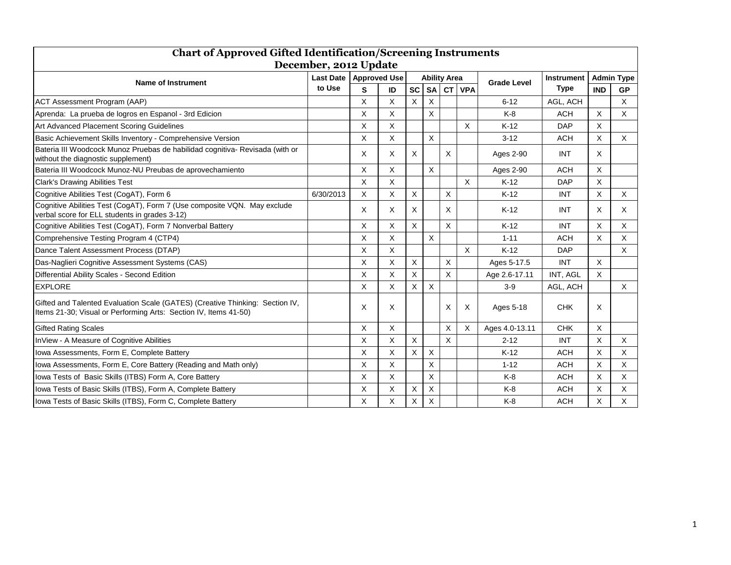# Chart of Approved Gifted Identification/Screening Instruments
## December, 2012 Update

| Name of Instrument | Last Date to Use | Approved Use | | Ability Area | | | | Grade Level | Instrument Type | Admin Type | |
|---|---|---|---|---|---|---|---|---|---|---|---|
| | | S | ID | SC | SA | CT | VPA | | | IND | GP |
| ACT Assessment Program (AAP) | | X | X | X | X | | | 6-12 | AGL, ACH | | X |
| Aprenda: La prueba de logros en Espanol - 3rd Edicion | | X | X | | X | | | K-8 | ACH | X | X |
| Art Advanced Placement Scoring Guidelines | | X | X | | | | X | K-12 | DAP | X | |
| Basic Achievement Skills Inventory - Comprehensive Version | | X | X | | X | | | 3-12 | ACH | X | X |
| Bateria III Woodcock Munoz Pruebas de habilidad cognitiva- Revisada (with or without the diagnostic supplement) | | X | X | X | | X | | Ages 2-90 | INT | X | |
| Bateria III Woodcock Munoz-NU Preubas de aprovechamiento | | X | X | | X | | | Ages 2-90 | ACH | X | |
| Clark's Drawing Abilities Test | | X | X | | | | X | K-12 | DAP | X | |
| Cognitive Abilities Test (CogAT), Form 6 | 6/30/2013 | X | X | X | | X | | K-12 | INT | X | X |
| Cognitive Abilities Test (CogAT), Form 7 (Use composite VQN. May exclude verbal score for ELL students in grades 3-12) | | X | X | X | | X | | K-12 | INT | X | X |
| Cognitive Abilities Test (CogAT), Form 7 Nonverbal Battery | | X | X | X | | X | | K-12 | INT | X | X |
| Comprehensive Testing Program 4 (CTP4) | | X | X | | X | | | 1-11 | ACH | X | X |
| Dance Talent Assessment Process (DTAP) | | X | X | | | | X | K-12 | DAP | | X |
| Das-Naglieri Cognitive Assessment Systems (CAS) | | X | X | X | | X | | Ages 5-17.5 | INT | X | |
| Differential Ability Scales - Second Edition | | X | X | X | | X | | Age 2.6-17.11 | INT, AGL | X | |
| EXPLORE | | X | X | X | X | | | 3-9 | AGL, ACH | | X |
| Gifted and Talented Evaluation Scale (GATES) (Creative Thinking: Section IV, Items 21-30; Visual or Performing Arts: Section IV, Items 41-50) | | X | X | | | X | X | Ages 5-18 | CHK | X | |
| Gifted Rating Scales | | X | X | | | X | X | Ages 4.0-13.11 | CHK | X | |
| InView - A Measure of Cognitive Abilities | | X | X | X | | X | | 2-12 | INT | X | X |
| Iowa Assessments, Form E, Complete Battery | | X | X | X | X | | | K-12 | ACH | X | X |
| Iowa Assessments, Form E, Core Battery (Reading and Math only) | | X | X | | X | | | 1-12 | ACH | X | X |
| Iowa Tests of Basic Skills (ITBS) Form A, Core Battery | | X | X | | X | | | K-8 | ACH | X | X |
| Iowa Tests of Basic Skills (ITBS), Form A, Complete Battery | | X | X | X | X | | | K-8 | ACH | X | X |
| Iowa Tests of Basic Skills (ITBS), Form C, Complete Battery | | X | X | X | X | | | K-8 | ACH | X | X |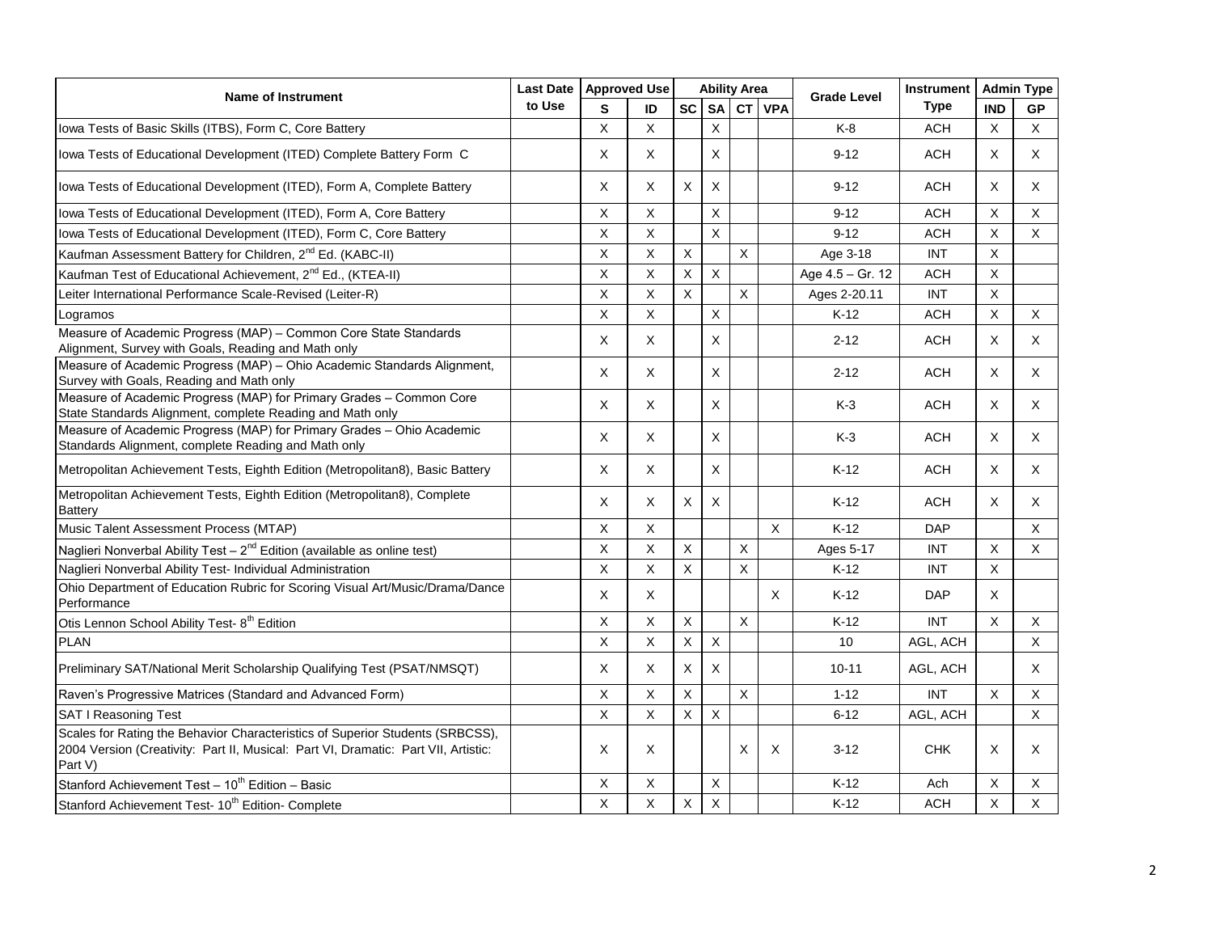| Name of Instrument | Last Date to Use | Approved Use | | Ability Area | | | | Grade Level | Instrument Type | Admin Type | |
|---|---|---|---|---|---|---|---|---|---|---|---|
| | | S | ID | SC | SA | CT | VPA | | | IND | GP |
| Iowa Tests of Basic Skills (ITBS), Form C, Core Battery | | X | X | | X | | | K-8 | ACH | X | X |
| Iowa Tests of Educational Development (ITED) Complete Battery Form C | | X | X | | X | | | 9-12 | ACH | X | X |
| Iowa Tests of Educational Development (ITED), Form A, Complete Battery | | X | X | X | X | | | 9-12 | ACH | X | X |
| Iowa Tests of Educational Development (ITED), Form A, Core Battery | | X | X | | X | | | 9-12 | ACH | X | X |
| Iowa Tests of Educational Development (ITED), Form C, Core Battery | | X | X | | X | | | 9-12 | ACH | X | X |
| Kaufman Assessment Battery for Children, 2nd Ed. (KABC-II) | | X | X | X | | X | | Age 3-18 | INT | X | |
| Kaufman Test of Educational Achievement, 2nd Ed., (KTEA-II) | | X | X | X | X | | | Age 4.5 – Gr. 12 | ACH | X | |
| Leiter International Performance Scale-Revised (Leiter-R) | | X | X | X | | X | | Ages 2-20.11 | INT | X | |
| Logramos | | X | X | | X | | | K-12 | ACH | X | X |
| Measure of Academic Progress (MAP) – Common Core State Standards Alignment, Survey with Goals, Reading and Math only | | X | X | | X | | | 2-12 | ACH | X | X |
| Measure of Academic Progress (MAP) – Ohio Academic Standards Alignment, Survey with Goals, Reading and Math only | | X | X | | X | | | 2-12 | ACH | X | X |
| Measure of Academic Progress (MAP) for Primary Grades – Common Core State Standards Alignment, complete Reading and Math only | | X | X | | X | | | K-3 | ACH | X | X |
| Measure of Academic Progress (MAP) for Primary Grades – Ohio Academic Standards Alignment, complete Reading and Math only | | X | X | | X | | | K-3 | ACH | X | X |
| Metropolitan Achievement Tests, Eighth Edition (Metropolitan8), Basic Battery | | X | X | | X | | | K-12 | ACH | X | X |
| Metropolitan Achievement Tests, Eighth Edition (Metropolitan8), Complete Battery | | X | X | X | X | | | K-12 | ACH | X | X |
| Music Talent Assessment Process (MTAP) | | X | X | | | | X | K-12 | DAP | | X |
| Naglieri Nonverbal Ability Test – 2nd Edition (available as online test) | | X | X | X | | X | | Ages 5-17 | INT | X | X |
| Naglieri Nonverbal Ability Test- Individual Administration | | X | X | X | | X | | K-12 | INT | X | |
| Ohio Department of Education Rubric for Scoring Visual Art/Music/Drama/Dance Performance | | X | X | | | | X | K-12 | DAP | X | |
| Otis Lennon School Ability Test- 8th Edition | | X | X | X | | X | | K-12 | INT | X | X |
| PLAN | | X | X | X | X | | | 10 | AGL, ACH | | X |
| Preliminary SAT/National Merit Scholarship Qualifying Test (PSAT/NMSQT) | | X | X | X | X | | | 10-11 | AGL, ACH | | X |
| Raven's Progressive Matrices (Standard and Advanced Form) | | X | X | X | | X | | 1-12 | INT | X | X |
| SAT I Reasoning Test | | X | X | X | X | | | 6-12 | AGL, ACH | | X |
| Scales for Rating the Behavior Characteristics of Superior Students (SRBCSS), 2004 Version (Creativity: Part II, Musical: Part VI, Dramatic: Part VII, Artistic: Part V) | | X | X | | | X | X | 3-12 | CHK | X | X |
| Stanford Achievement Test – 10th Edition – Basic | | X | X | | X | | | K-12 | Ach | X | X |
| Stanford Achievement Test- 10th Edition- Complete | | X | X | X | X | | | K-12 | ACH | X | X |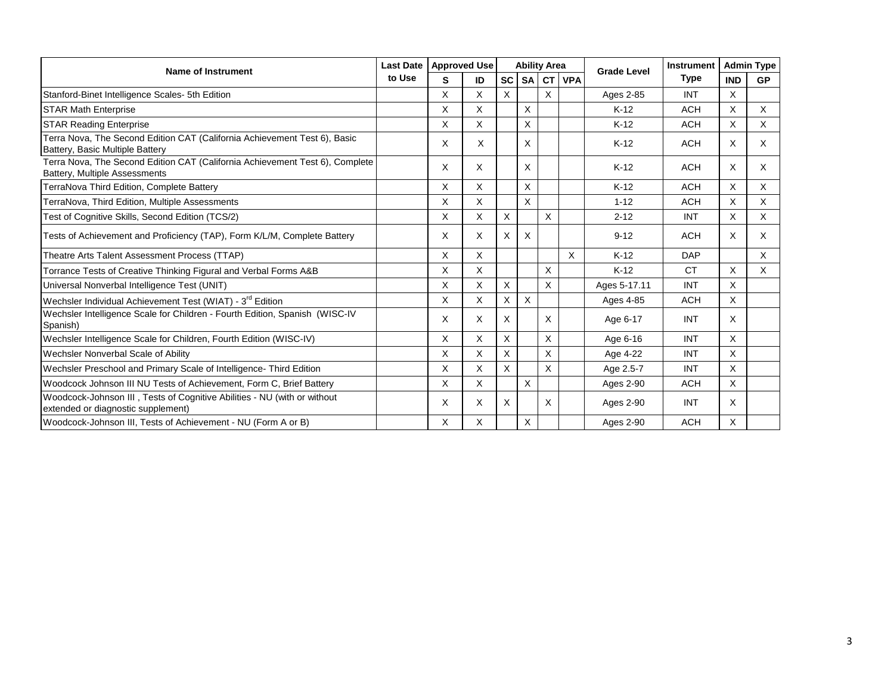| Name of Instrument | Last Date to Use | Approved Use | | Ability Area | | | | Grade Level | Instrument Type | Admin Type | |
|---|---|---|---|---|---|---|---|---|---|---|---|
| | | S | ID | SC | SA | CT | VPA | | | IND | GP |
| Stanford-Binet Intelligence Scales- 5th Edition | | X | X | X | | X | | Ages 2-85 | INT | X | |
| STAR Math Enterprise | | X | X | | X | | | K-12 | ACH | X | X |
| STAR Reading Enterprise | | X | X | | X | | | K-12 | ACH | X | X |
| Terra Nova, The Second Edition CAT (California Achievement Test 6), Basic Battery, Basic Multiple Battery | | X | X | | X | | | K-12 | ACH | X | X |
| Terra Nova, The Second Edition CAT (California Achievement Test 6), Complete Battery, Multiple Assessments | | X | X | | X | | | K-12 | ACH | X | X |
| TerraNova Third Edition, Complete Battery | | X | X | | X | | | K-12 | ACH | X | X |
| TerraNova, Third Edition, Multiple Assessments | | X | X | | X | | | 1-12 | ACH | X | X |
| Test of Cognitive Skills, Second Edition (TCS/2) | | X | X | X | | X | | 2-12 | INT | X | X |
| Tests of Achievement and Proficiency (TAP), Form K/L/M, Complete Battery | | X | X | X | X | | | 9-12 | ACH | X | X |
| Theatre Arts Talent Assessment Process (TTAP) | | X | X | | | | X | K-12 | DAP | | X |
| Torrance Tests of Creative Thinking Figural and Verbal Forms A&B | | X | X | | | X | | K-12 | CT | X | X |
| Universal Nonverbal Intelligence Test (UNIT) | | X | X | X | | X | | Ages 5-17.11 | INT | X | |
| Wechsler Individual Achievement Test (WIAT) - 3rd Edition | | X | X | X | X | | | Ages 4-85 | ACH | X | |
| Wechsler Intelligence Scale for Children - Fourth Edition, Spanish (WISC-IV Spanish) | | X | X | X | | X | | Age 6-17 | INT | X | |
| Wechsler Intelligence Scale for Children, Fourth Edition (WISC-IV) | | X | X | X | | X | | Age 6-16 | INT | X | |
| Wechsler Nonverbal Scale of Ability | | X | X | X | | X | | Age 4-22 | INT | X | |
| Wechsler Preschool and Primary Scale of Intelligence- Third Edition | | X | X | X | | X | | Age 2.5-7 | INT | X | |
| Woodcock Johnson III NU Tests of Achievement, Form C, Brief Battery | | X | X | | X | | | Ages 2-90 | ACH | X | |
| Woodcock-Johnson III , Tests of Cognitive Abilities - NU (with or without extended or diagnostic supplement) | | X | X | X | | X | | Ages 2-90 | INT | X | |
| Woodcock-Johnson III, Tests of Achievement - NU (Form A or B) | | X | X | | X | | | Ages 2-90 | ACH | X | |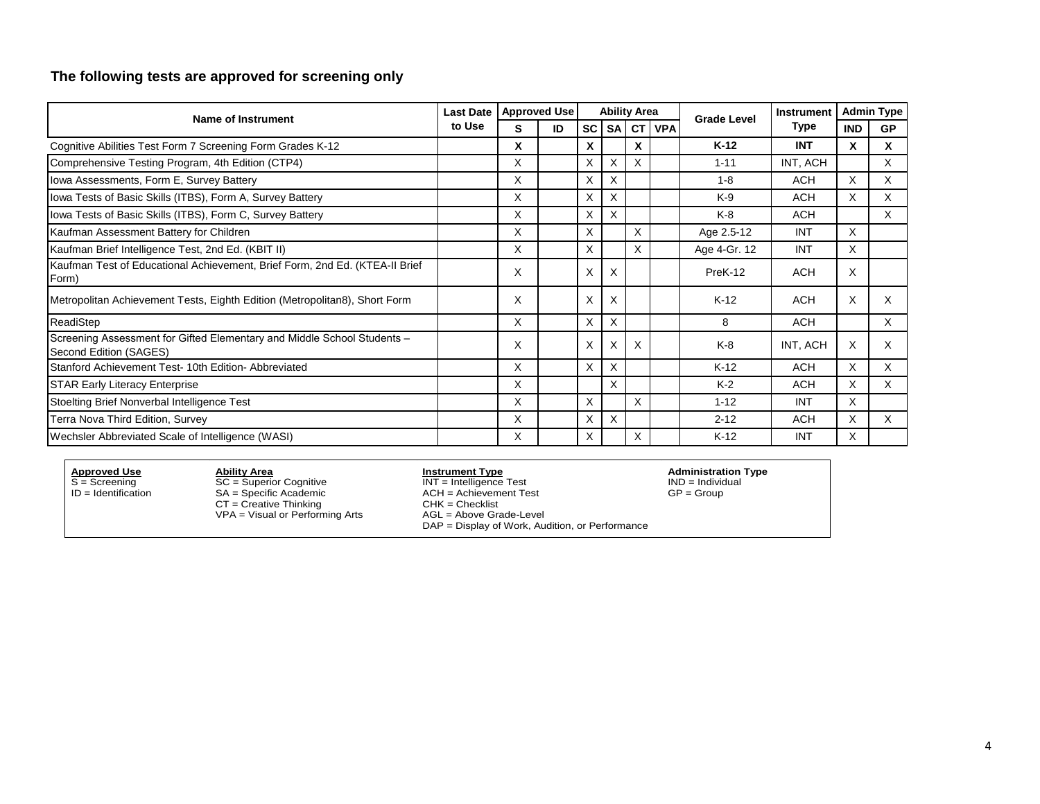**The following tests are approved for screening only**

| Name of Instrument | Last Date to Use | Approved Use | | Ability Area | | | | Grade Level | Instrument Type | Admin Type | |
|---|---|---|---|---|---|---|---|---|---|---|---|
| | | S | ID | SC | SA | CT | VPA | | | IND | GP |
| Cognitive Abilities Test Form 7 Screening Form Grades K-12 | | **X** | | **X** | | **X** | | **K-12** | **INT** | **X** | **X** |
| Comprehensive Testing Program, 4th Edition (CTP4) | | X | | X | X | X | | 1-11 | INT, ACH | | X |
| Iowa Assessments, Form E, Survey Battery | | X | | X | X | | | 1-8 | ACH | X | X |
| Iowa Tests of Basic Skills (ITBS), Form A, Survey Battery | | X | | X | X | | | K-9 | ACH | X | X |
| Iowa Tests of Basic Skills (ITBS), Form C, Survey Battery | | X | | X | X | | | K-8 | ACH | | X |
| Kaufman Assessment Battery for Children | | X | | X | | X | | Age 2.5-12 | INT | X | |
| Kaufman Brief Intelligence Test, 2nd Ed. (KBIT II) | | X | | X | | X | | Age 4-Gr. 12 | INT | X | |
| Kaufman Test of Educational Achievement, Brief Form, 2nd Ed. (KTEA-II Brief Form) | | X | | X | X | | | PreK-12 | ACH | X | |
| Metropolitan Achievement Tests, Eighth Edition (Metropolitan8), Short Form | | X | | X | X | | | K-12 | ACH | X | X |
| ReadiStep | | X | | X | X | | | 8 | ACH | | X |
| Screening Assessment for Gifted Elementary and Middle School Students – Second Edition (SAGES) | | X | | X | X | X | | K-8 | INT, ACH | X | X |
| Stanford Achievement Test- 10th Edition- Abbreviated | | X | | X | X | | | K-12 | ACH | X | X |
| STAR Early Literacy Enterprise | | X | | | X | | | K-2 | ACH | X | X |
| Stoelting Brief Nonverbal Intelligence Test | | X | | X | | X | | 1-12 | INT | X | |
| Terra Nova Third Edition, Survey | | X | | X | X | | | 2-12 | ACH | X | X |
| Wechsler Abbreviated Scale of Intelligence (WASI) | | X | | X | | X | | K-12 | INT | X | |

**Approved Use**
S = Screening
ID = Identification

**Ability Area**
SC = Superior Cognitive
SA = Specific Academic
CT = Creative Thinking
VPA = Visual or Performing Arts

**Instrument Type**
INT = Intelligence Test
ACH = Achievement Test
CHK = Checklist
AGL = Above Grade-Level
DAP = Display of Work, Audition, or Performance

**Administration Type**
IND = Individual
GP = Group